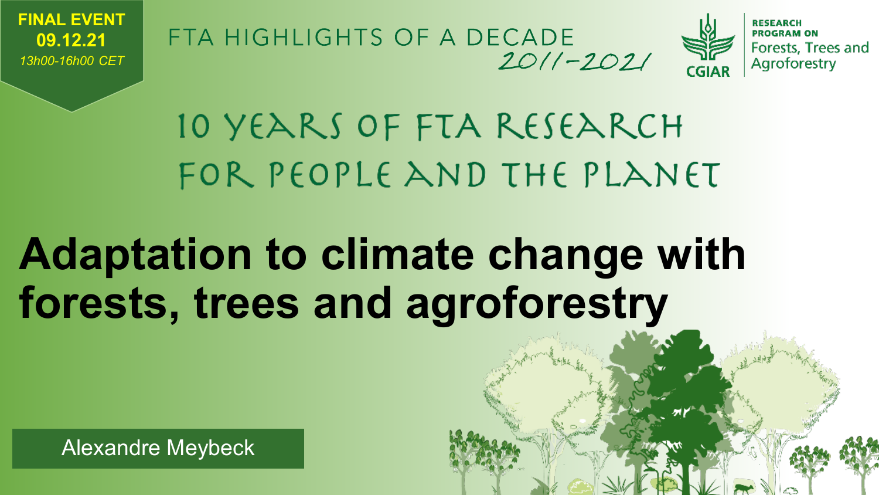**FINAL EVENT**
**09.12.21**
*13h00-16h00 CET*

FTA HIGHLIGHTS OF A DECADE
2011-2021

CGIAR

**RESEARCH PROGRAM ON**
Forests, Trees and Agroforestry

## 10 YEARS OF FTA RESEARCH FOR PEOPLE AND THE PLANET

# Adaptation to climate change with forests, trees and agroforestry

Alexandre Meybeck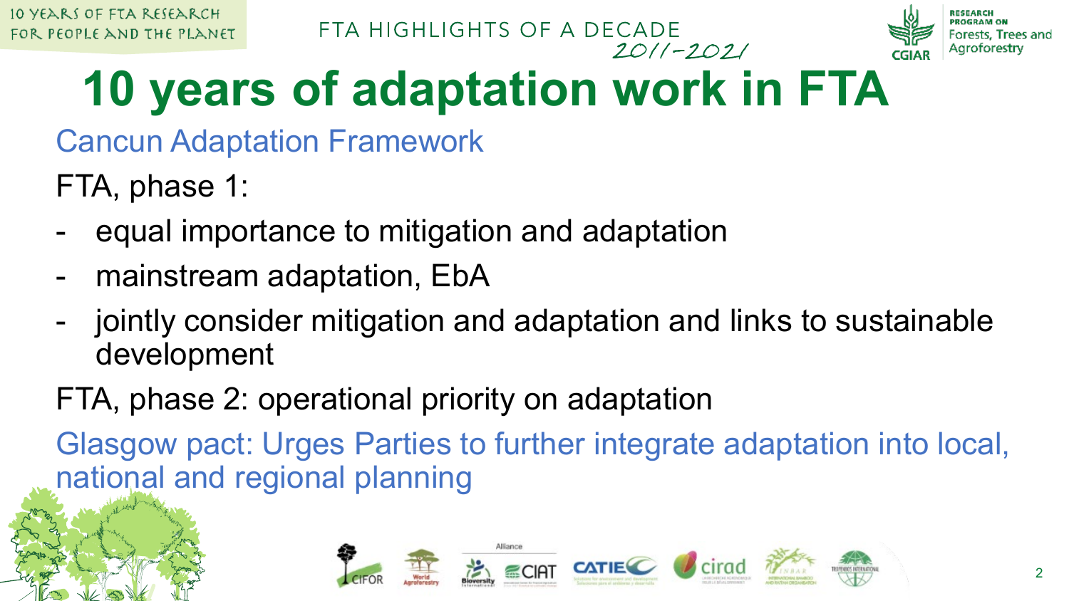# 10 years of adaptation work in FTA

Cancun Adaptation Framework

FTA, phase 1:

- equal importance to mitigation and adaptation
- mainstream adaptation, EbA
- jointly consider mitigation and adaptation and links to sustainable development

FTA, phase 2: operational priority on adaptation

Glasgow pact: Urges Parties to further integrate adaptation into local, national and regional planning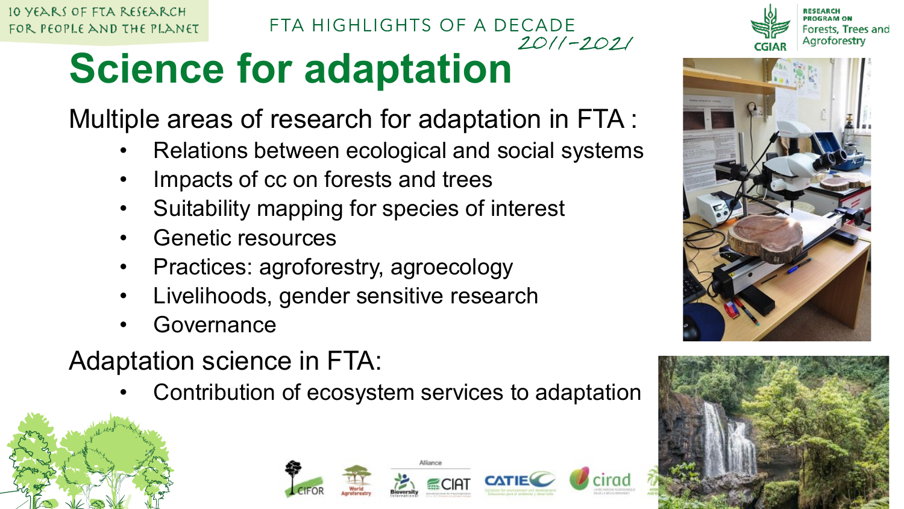# Science for adaptation

Multiple areas of research for adaptation in FTA :

- Relations between ecological and social systems
- Impacts of cc on forests and trees
- Suitability mapping for species of interest
- Genetic resources
- Practices: agroforestry, agroecology
- Livelihoods, gender sensitive research
- Governance

Adaptation science in FTA:

- Contribution of ecosystem services to adaptation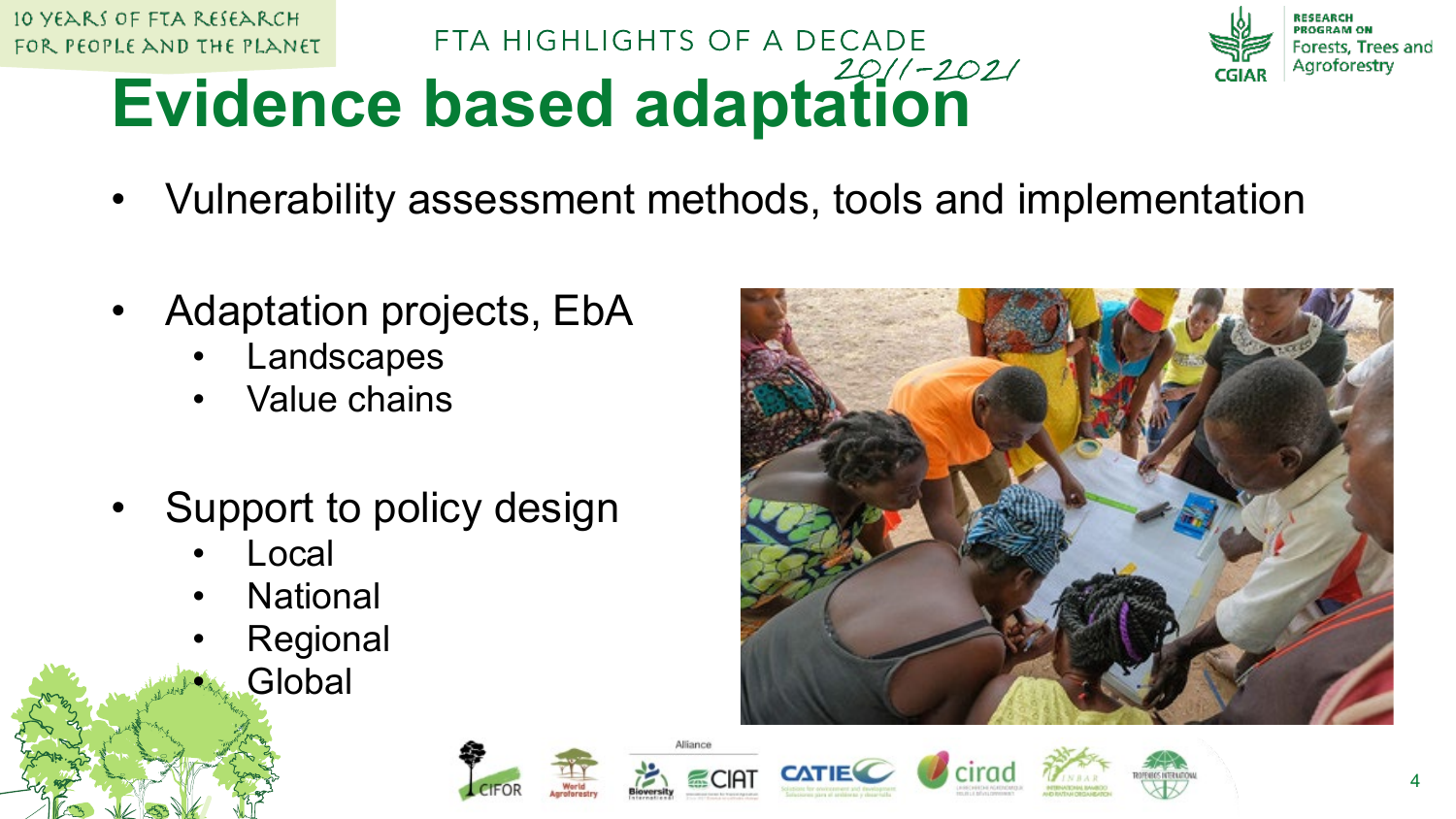# Evidence based adaptation

- Vulnerability assessment methods, tools and implementation

- Adaptation projects, EbA
  - Landscapes
  - Value chains

- Support to policy design
  - Local
  - National
  - Regional
  - Global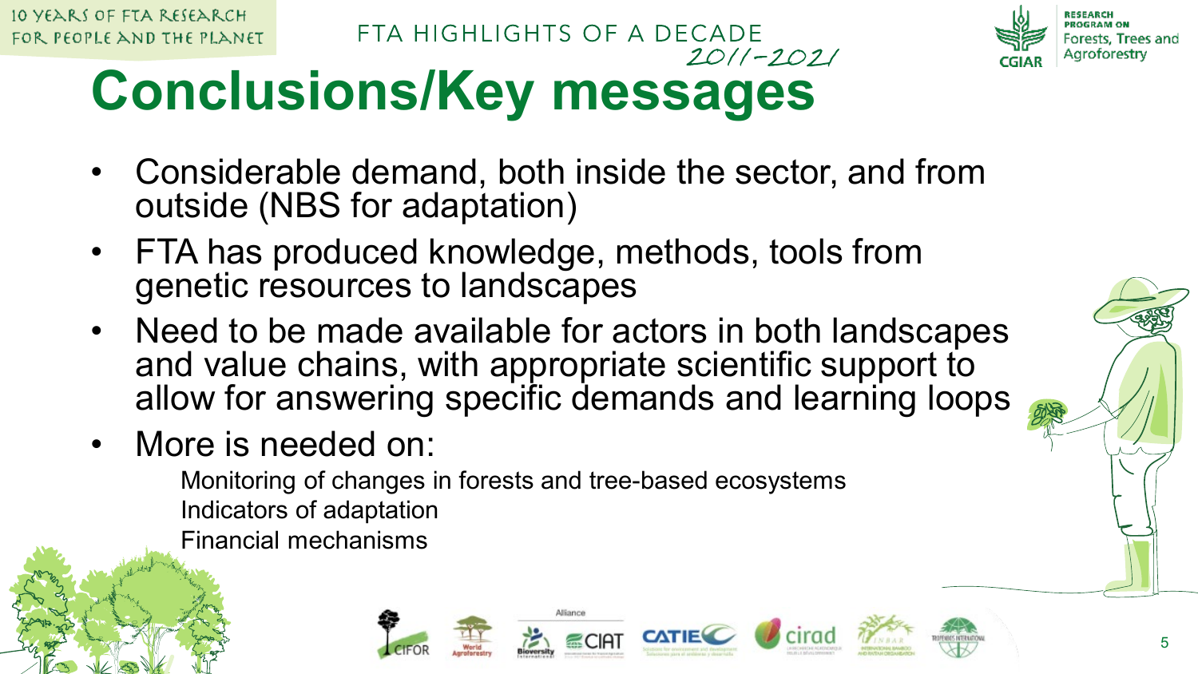# Conclusions/Key messages

- Considerable demand, both inside the sector, and from outside (NBS for adaptation)
- FTA has produced knowledge, methods, tools from genetic resources to landscapes
- Need to be made available for actors in both landscapes and value chains, with appropriate scientific support to allow for answering specific demands and learning loops
- More is needed on:
  - Monitoring of changes in forests and tree-based ecosystems
  - Indicators of adaptation
  - Financial mechanisms